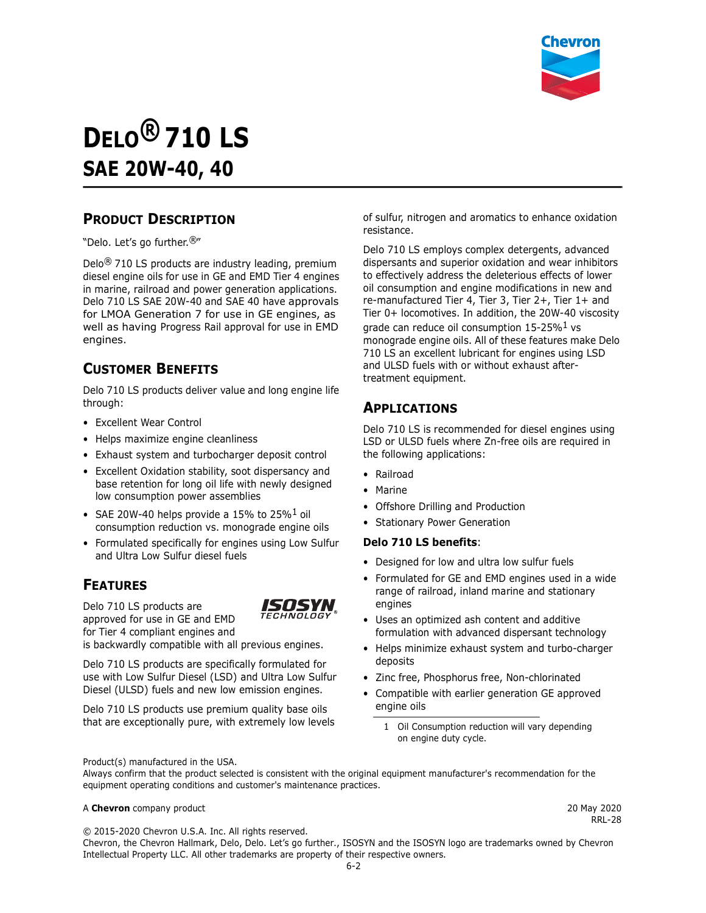# DELO® 710 LS

## SAE 20W-40, 40

### PRODUCT DESCRIPTION

"Delo. Let's go further.®"

Delo® 710 LS products are industry leading, premium diesel engine oils for use in GE and EMD Tier 4 engines in marine, railroad and power generation applications. Delo 710 LS SAE 20W-40 and SAE 40 have approvals for LMOA Generation 7 for use in GE engines, as well as having Progress Rail approval for use in EMD engines.

### CUSTOMER BENEFITS

Delo 710 LS products deliver value and long engine life through:

- Excellent Wear Control
- Helps maximize engine cleanliness
- Exhaust system and turbocharger deposit control
- Excellent Oxidation stability, soot dispersancy and base retention for long oil life with newly designed low consumption power assemblies
- SAE 20W-40 helps provide a 15% to 25%[1] oil consumption reduction vs. monograde engine oils
- Formulated specifically for engines using Low Sulfur and Ultra Low Sulfur diesel fuels

### FEATURES

ISOSYN TECHNOLOGY®

Delo 710 LS products are approved for use in GE and EMD for Tier 4 compliant engines and is backwardly compatible with all previous engines.

Delo 710 LS products are specifically formulated for use with Low Sulfur Diesel (LSD) and Ultra Low Sulfur Diesel (ULSD) fuels and new low emission engines.

Delo 710 LS products use premium quality base oils that are exceptionally pure, with extremely low levels of sulfur, nitrogen and aromatics to enhance oxidation resistance.

Delo 710 LS employs complex detergents, advanced dispersants and superior oxidation and wear inhibitors to effectively address the deleterious effects of lower oil consumption and engine modifications in new and re-manufactured Tier 4, Tier 3, Tier 2+, Tier 1+ and Tier 0+ locomotives. In addition, the 20W-40 viscosity grade can reduce oil consumption 15-25%[1] vs monograde engine oils. All of these features make Delo 710 LS an excellent lubricant for engines using LSD and ULSD fuels with or without exhaust after-treatment equipment.

### APPLICATIONS

Delo 710 LS is recommended for diesel engines using LSD or ULSD fuels where Zn-free oils are required in the following applications:

- Railroad
- Marine
- Offshore Drilling and Production
- Stationary Power Generation

**Delo 710 LS benefits**:

- Designed for low and ultra low sulfur fuels
- Formulated for GE and EMD engines used in a wide range of railroad, inland marine and stationary engines
- Uses an optimized ash content and additive formulation with advanced dispersant technology
- Helps minimize exhaust system and turbo-charger deposits
- Zinc free, Phosphorus free, Non-chlorinated
- Compatible with earlier generation GE approved engine oils

1 Oil Consumption reduction will vary depending on engine duty cycle.

Product(s) manufactured in the USA.
Always confirm that the product selected is consistent with the original equipment manufacturer's recommendation for the equipment operating conditions and customer's maintenance practices.

A **Chevron** company product

20 May 2020
RRL-28

© 2015-2020 Chevron U.S.A. Inc. All rights reserved.
Chevron, the Chevron Hallmark, Delo, Delo. Let's go further., ISOSYN and the ISOSYN logo are trademarks owned by Chevron Intellectual Property LLC. All other trademarks are property of their respective owners.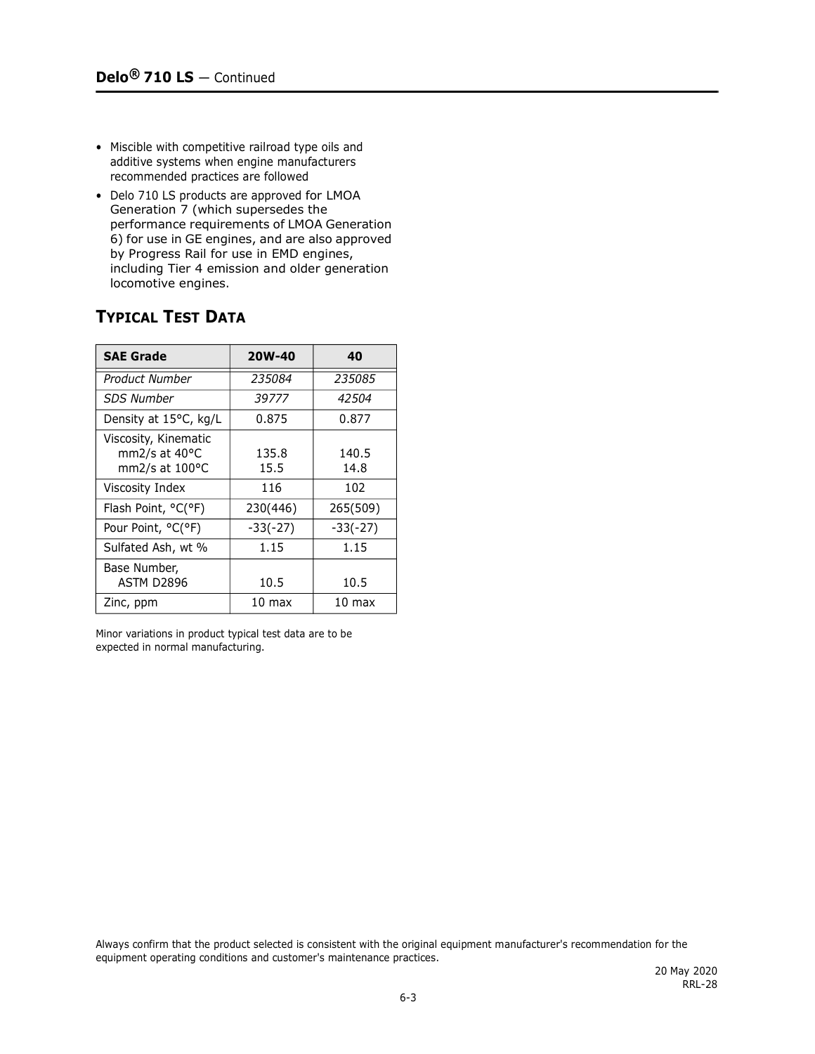- Miscible with competitive railroad type oils and additive systems when engine manufacturers recommended practices are followed
- Delo 710 LS products are approved for LMOA Generation 7 (which supersedes the performance requirements of LMOA Generation 6) for use in GE engines, and are also approved by Progress Rail for use in EMD engines, including Tier 4 emission and older generation locomotive engines.

## TYPICAL TEST DATA

| SAE Grade | 20W-40 | 40 |
|---|---|---|
| *Product Number* | *235084* | *235085* |
| *SDS Number* | *39777* | *42504* |
| Density at 15°C, kg/L | 0.875 | 0.877 |
| Viscosity, Kinematic<br>mm2/s at 40°C<br>mm2/s at 100°C | <br>135.8<br>15.5 | <br>140.5<br>14.8 |
| Viscosity Index | 116 | 102 |
| Flash Point, °C(°F) | 230(446) | 265(509) |
| Pour Point, °C(°F) | -33(-27) | -33(-27) |
| Sulfated Ash, wt % | 1.15 | 1.15 |
| Base Number,<br>ASTM D2896 | <br>10.5 | <br>10.5 |
| Zinc, ppm | 10 max | 10 max |

Minor variations in product typical test data are to be expected in normal manufacturing.

Always confirm that the product selected is consistent with the original equipment manufacturer's recommendation for the equipment operating conditions and customer's maintenance practices.

20 May 2020
RRL-28